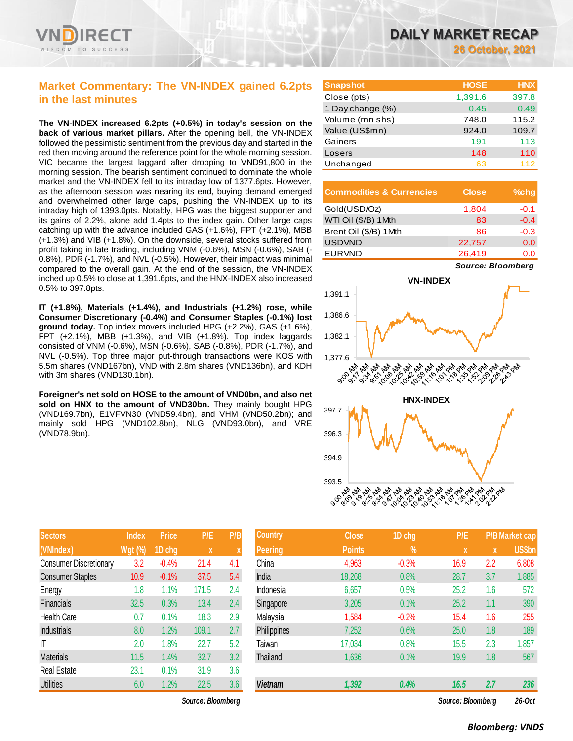# DAILY MARKET RECAP

26 October, 2021

## Market Commentary: The VN-INDEX gained 6.2pts in the last minutes

**The VN-INDEX increased 6.2pts (+0.5%) in today's session on the back of various market pillars.** After the opening bell, the VN-INDEX followed the pessimistic sentiment from the previous day and started in the red then moving around the reference point for the whole morning session. VIC became the largest laggard after dropping to VND91,800 in the morning session. The bearish sentiment continued to dominate the whole market and the VN-INDEX fell to its intraday low of 1377.6pts. However, as the afternoon session was nearing its end, buying demand emerged and overwhelmed other large caps, pushing the VN-INDEX up to its intraday high of 1393.0pts. Notably, HPG was the biggest supporter and its gains of 2.2%, alone add 1.4pts to the index gain. Other large caps catching up with the advance included GAS (+1.6%), FPT (+2.1%), MBB (+1.3%) and VIB (+1.8%). On the downside, several stocks suffered from profit taking in late trading, including VNM (-0.6%), MSN (-0.6%), SAB (-0.8%), PDR (-1.7%), and NVL (-0.5%). However, their impact was minimal compared to the overall gain. At the end of the session, the VN-INDEX inched up 0.5% to close at 1,391.6pts, and the HNX-INDEX also increased 0.5% to 397.8pts.

**IT (+1.8%), Materials (+1.4%), and Industrials (+1.2%) rose, while Consumer Discretionary (-0.4%) and Consumer Staples (-0.1%) lost ground today.** Top index movers included HPG (+2.2%), GAS (+1.6%), FPT (+2.1%), MBB (+1.3%), and VIB (+1.8%). Top index laggards consisted of VNM (-0.6%), MSN (-0.6%), SAB (-0.8%), PDR (-1.7%), and NVL (-0.5%). Top three major put-through transactions were KOS with 5.5m shares (VND167bn), VND with 2.8m shares (VND136bn), and KDH with 3m shares (VND130.1bn).

**Foreigner's net sold on HOSE to the amount of VND0bn, and also net sold on HNX to the amount of VND30bn.** They mainly bought HPG (VND169.7bn), E1VFVN30 (VND59.4bn), and VHM (VND50.2bn); and mainly sold HPG (VND102.8bn), NLG (VND93.0bn), and VRE (VND78.9bn).

| Snapshot | HOSE | HNX |
|---|---|---|
| Close (pts) | 1,391.6 | 397.8 |
| 1 Day change (%) | 0.45 | 0.49 |
| Volume (mn shs) | 748.0 | 115.2 |
| Value (US$mn) | 924.0 | 109.7 |
| Gainers | 191 | 113 |
| Losers | 148 | 110 |
| Unchanged | 63 | 112 |

| Commodities & Currencies | Close | %chg |
|---|---|---|
| Gold(USD/Oz) | 1,804 | -0.1 |
| WTI Oil ($/B) 1Mth | 83 | -0.4 |
| Brent Oil ($/B) 1Mth | 86 | -0.3 |
| USDVND | 22,757 | 0.0 |
| EURVND | 26,419 | 0.0 |

*Source: Bloomberg*

| Sectors (VNIndex) | Index Wgt (%) | Price 1D chg | P/E x | P/B x |
|---|---|---|---|---|
| Consumer Discretionary | 3.2 | -0.4% | 21.4 | 4.1 |
| Consumer Staples | 10.9 | -0.1% | 37.5 | 5.4 |
| Energy | 1.8 | 1.1% | 171.5 | 2.4 |
| Financials | 32.5 | 0.3% | 13.4 | 2.4 |
| Health Care | 0.7 | 0.1% | 18.3 | 2.9 |
| Industrials | 8.0 | 1.2% | 109.1 | 2.7 |
| IT | 2.0 | 1.8% | 22.7 | 5.2 |
| Materials | 11.5 | 1.4% | 32.7 | 3.2 |
| Real Estate | 23.1 | 0.1% | 31.9 | 3.6 |
| Utilities | 6.0 | 1.2% | 22.5 | 3.6 |

*Source: Bloomberg*

| Country Peering | Close Points | 1D chg % | P/E x | P/B x | Market cap US$bn |
|---|---|---|---|---|---|
| China | 4,963 | -0.3% | 16.9 | 2.2 | 6,808 |
| India | 18,268 | 0.8% | 28.7 | 3.7 | 1,885 |
| Indonesia | 6,657 | 0.5% | 25.2 | 1.6 | 572 |
| Singapore | 3,205 | 0.1% | 25.2 | 1.1 | 390 |
| Malaysia | 1,584 | -0.2% | 15.4 | 1.6 | 255 |
| Philippines | 7,252 | 0.6% | 25.0 | 1.8 | 189 |
| Taiwan | 17,034 | 0.8% | 15.5 | 2.3 | 1,857 |
| Thailand | 1,636 | 0.1% | 19.9 | 1.8 | 567 |
| ***Vietnam*** | ***1,392*** | ***0.4%*** | ***16.5*** | ***2.7*** | ***236*** |

*Source: Bloomberg* *26-Oct*

***Bloomberg: VNDS***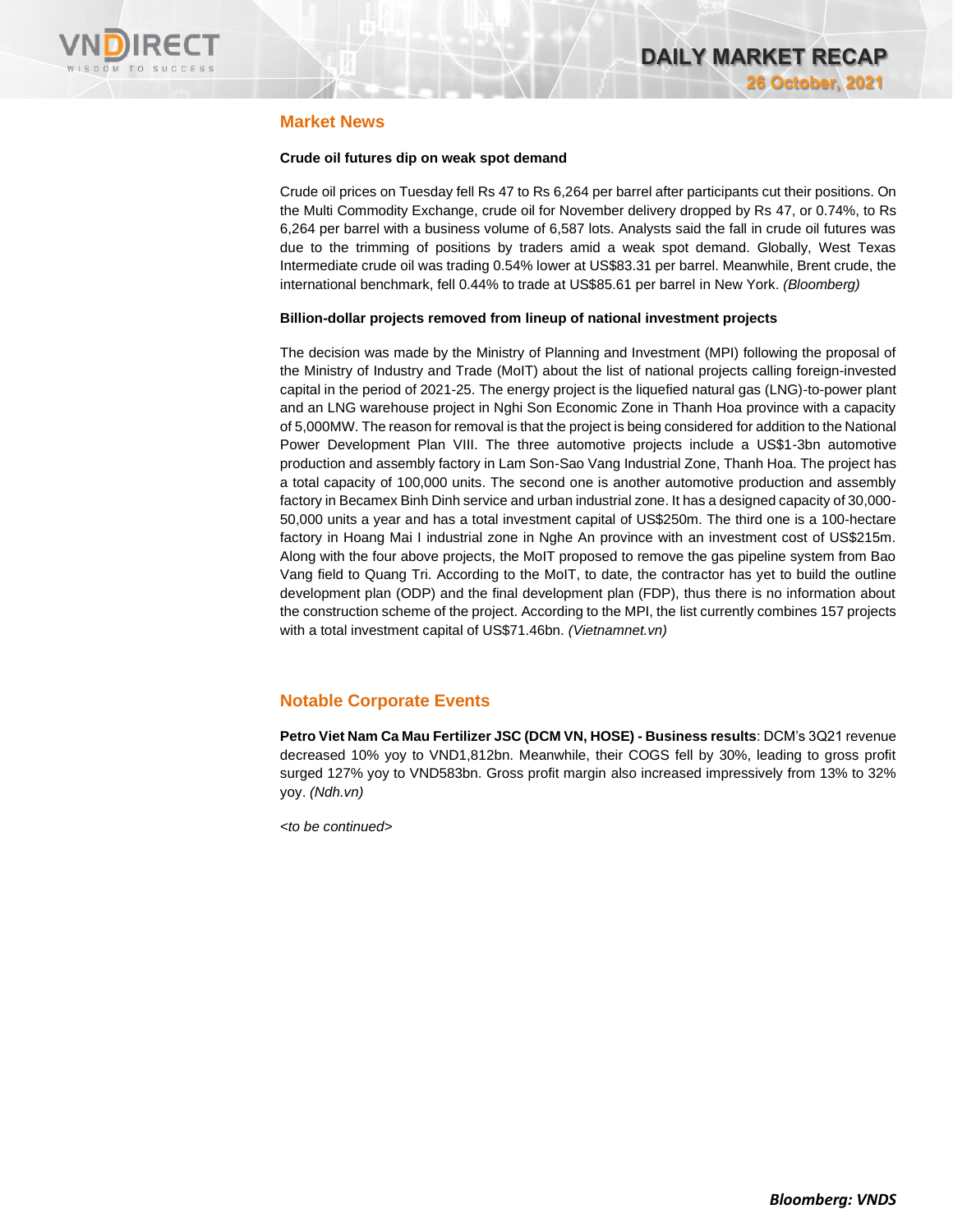## Market News

**Crude oil futures dip on weak spot demand**

Crude oil prices on Tuesday fell Rs 47 to Rs 6,264 per barrel after participants cut their positions. On the Multi Commodity Exchange, crude oil for November delivery dropped by Rs 47, or 0.74%, to Rs 6,264 per barrel with a business volume of 6,587 lots. Analysts said the fall in crude oil futures was due to the trimming of positions by traders amid a weak spot demand. Globally, West Texas Intermediate crude oil was trading 0.54% lower at US$83.31 per barrel. Meanwhile, Brent crude, the international benchmark, fell 0.44% to trade at US$85.61 per barrel in New York. *(Bloomberg)*

**Billion-dollar projects removed from lineup of national investment projects**

The decision was made by the Ministry of Planning and Investment (MPI) following the proposal of the Ministry of Industry and Trade (MoIT) about the list of national projects calling foreign-invested capital in the period of 2021-25. The energy project is the liquefied natural gas (LNG)-to-power plant and an LNG warehouse project in Nghi Son Economic Zone in Thanh Hoa province with a capacity of 5,000MW. The reason for removal is that the project is being considered for addition to the National Power Development Plan VIII. The three automotive projects include a US$1-3bn automotive production and assembly factory in Lam Son-Sao Vang Industrial Zone, Thanh Hoa. The project has a total capacity of 100,000 units. The second one is another automotive production and assembly factory in Becamex Binh Dinh service and urban industrial zone. It has a designed capacity of 30,000-50,000 units a year and has a total investment capital of US$250m. The third one is a 100-hectare factory in Hoang Mai I industrial zone in Nghe An province with an investment cost of US$215m. Along with the four above projects, the MoIT proposed to remove the gas pipeline system from Bao Vang field to Quang Tri. According to the MoIT, to date, the contractor has yet to build the outline development plan (ODP) and the final development plan (FDP), thus there is no information about the construction scheme of the project. According to the MPI, the list currently combines 157 projects with a total investment capital of US$71.46bn. *(Vietnamnet.vn)*

## Notable Corporate Events

**Petro Viet Nam Ca Mau Fertilizer JSC (DCM VN, HOSE) - Business results**: DCM's 3Q21 revenue decreased 10% yoy to VND1,812bn. Meanwhile, their COGS fell by 30%, leading to gross profit surged 127% yoy to VND583bn. Gross profit margin also increased impressively from 13% to 32% yoy. *(Ndh.vn)*

*<to be continued>*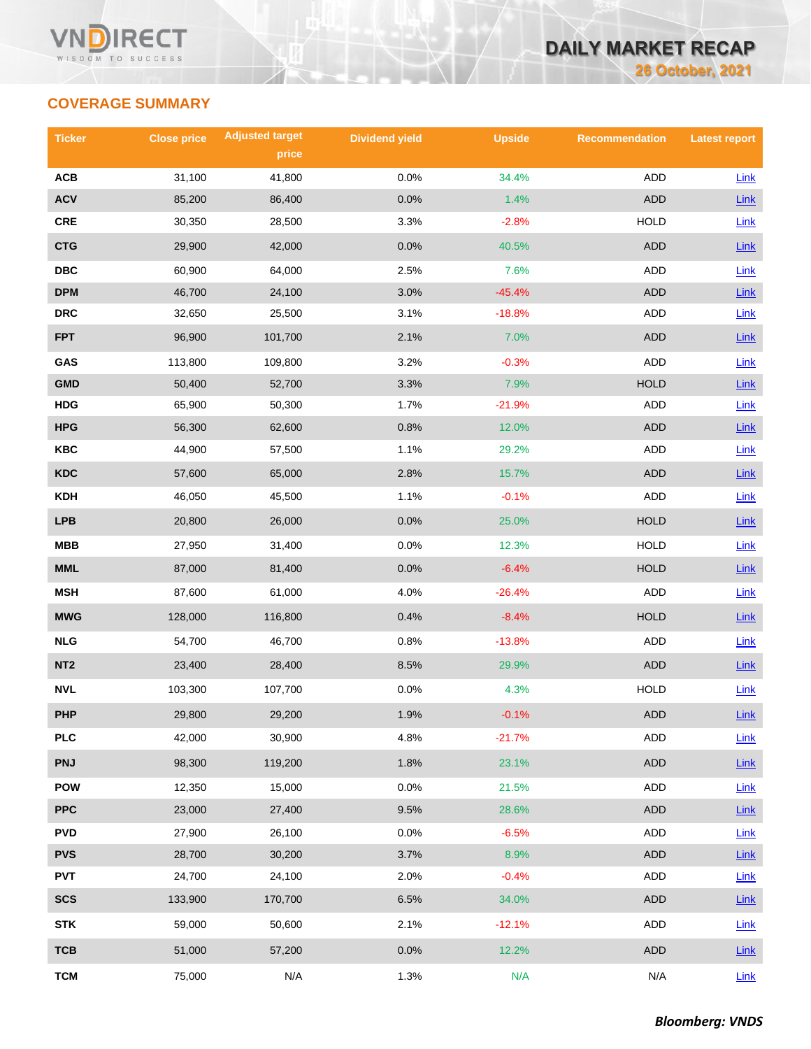## COVERAGE SUMMARY

| Ticker | Close price | Adjusted target price | Dividend yield | Upside | Recommendation | Latest report |
|---|---|---|---|---|---|---|
| ACB | 31,100 | 41,800 | 0.0% | 34.4% | ADD | Link |
| ACV | 85,200 | 86,400 | 0.0% | 1.4% | ADD | Link |
| CRE | 30,350 | 28,500 | 3.3% | -2.8% | HOLD | Link |
| CTG | 29,900 | 42,000 | 0.0% | 40.5% | ADD | Link |
| DBC | 60,900 | 64,000 | 2.5% | 7.6% | ADD | Link |
| DPM | 46,700 | 24,100 | 3.0% | -45.4% | ADD | Link |
| DRC | 32,650 | 25,500 | 3.1% | -18.8% | ADD | Link |
| FPT | 96,900 | 101,700 | 2.1% | 7.0% | ADD | Link |
| GAS | 113,800 | 109,800 | 3.2% | -0.3% | ADD | Link |
| GMD | 50,400 | 52,700 | 3.3% | 7.9% | HOLD | Link |
| HDG | 65,900 | 50,300 | 1.7% | -21.9% | ADD | Link |
| HPG | 56,300 | 62,600 | 0.8% | 12.0% | ADD | Link |
| KBC | 44,900 | 57,500 | 1.1% | 29.2% | ADD | Link |
| KDC | 57,600 | 65,000 | 2.8% | 15.7% | ADD | Link |
| KDH | 46,050 | 45,500 | 1.1% | -0.1% | ADD | Link |
| LPB | 20,800 | 26,000 | 0.0% | 25.0% | HOLD | Link |
| MBB | 27,950 | 31,400 | 0.0% | 12.3% | HOLD | Link |
| MML | 87,000 | 81,400 | 0.0% | -6.4% | HOLD | Link |
| MSH | 87,600 | 61,000 | 4.0% | -26.4% | ADD | Link |
| MWG | 128,000 | 116,800 | 0.4% | -8.4% | HOLD | Link |
| NLG | 54,700 | 46,700 | 0.8% | -13.8% | ADD | Link |
| NT2 | 23,400 | 28,400 | 8.5% | 29.9% | ADD | Link |
| NVL | 103,300 | 107,700 | 0.0% | 4.3% | HOLD | Link |
| PHP | 29,800 | 29,200 | 1.9% | -0.1% | ADD | Link |
| PLC | 42,000 | 30,900 | 4.8% | -21.7% | ADD | Link |
| PNJ | 98,300 | 119,200 | 1.8% | 23.1% | ADD | Link |
| POW | 12,350 | 15,000 | 0.0% | 21.5% | ADD | Link |
| PPC | 23,000 | 27,400 | 9.5% | 28.6% | ADD | Link |
| PVD | 27,900 | 26,100 | 0.0% | -6.5% | ADD | Link |
| PVS | 28,700 | 30,200 | 3.7% | 8.9% | ADD | Link |
| PVT | 24,700 | 24,100 | 2.0% | -0.4% | ADD | Link |
| SCS | 133,900 | 170,700 | 6.5% | 34.0% | ADD | Link |
| STK | 59,000 | 50,600 | 2.1% | -12.1% | ADD | Link |
| TCB | 51,000 | 57,200 | 0.0% | 12.2% | ADD | Link |
| TCM | 75,000 | N/A | 1.3% | N/A | N/A | Link |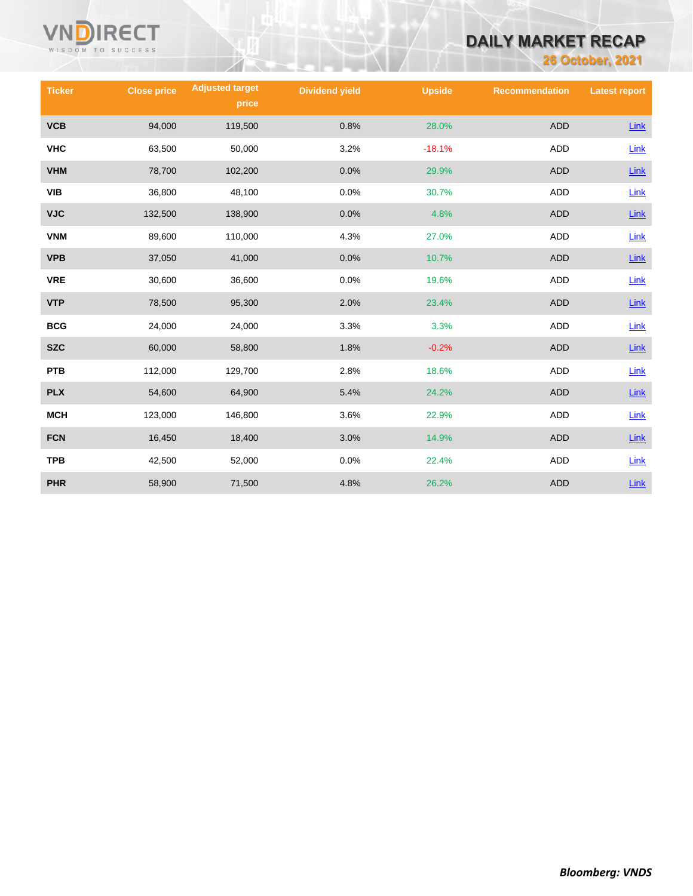| Ticker | Close price | Adjusted target price | Dividend yield | Upside | Recommendation | Latest report |
|---|---|---|---|---|---|---|
| VCB | 94,000 | 119,500 | 0.8% | 28.0% | ADD | Link |
| VHC | 63,500 | 50,000 | 3.2% | -18.1% | ADD | Link |
| VHM | 78,700 | 102,200 | 0.0% | 29.9% | ADD | Link |
| VIB | 36,800 | 48,100 | 0.0% | 30.7% | ADD | Link |
| VJC | 132,500 | 138,900 | 0.0% | 4.8% | ADD | Link |
| VNM | 89,600 | 110,000 | 4.3% | 27.0% | ADD | Link |
| VPB | 37,050 | 41,000 | 0.0% | 10.7% | ADD | Link |
| VRE | 30,600 | 36,600 | 0.0% | 19.6% | ADD | Link |
| VTP | 78,500 | 95,300 | 2.0% | 23.4% | ADD | Link |
| BCG | 24,000 | 24,000 | 3.3% | 3.3% | ADD | Link |
| SZC | 60,000 | 58,800 | 1.8% | -0.2% | ADD | Link |
| PTB | 112,000 | 129,700 | 2.8% | 18.6% | ADD | Link |
| PLX | 54,600 | 64,900 | 5.4% | 24.2% | ADD | Link |
| MCH | 123,000 | 146,800 | 3.6% | 22.9% | ADD | Link |
| FCN | 16,450 | 18,400 | 3.0% | 14.9% | ADD | Link |
| TPB | 42,500 | 52,000 | 0.0% | 22.4% | ADD | Link |
| PHR | 58,900 | 71,500 | 4.8% | 26.2% | ADD | Link |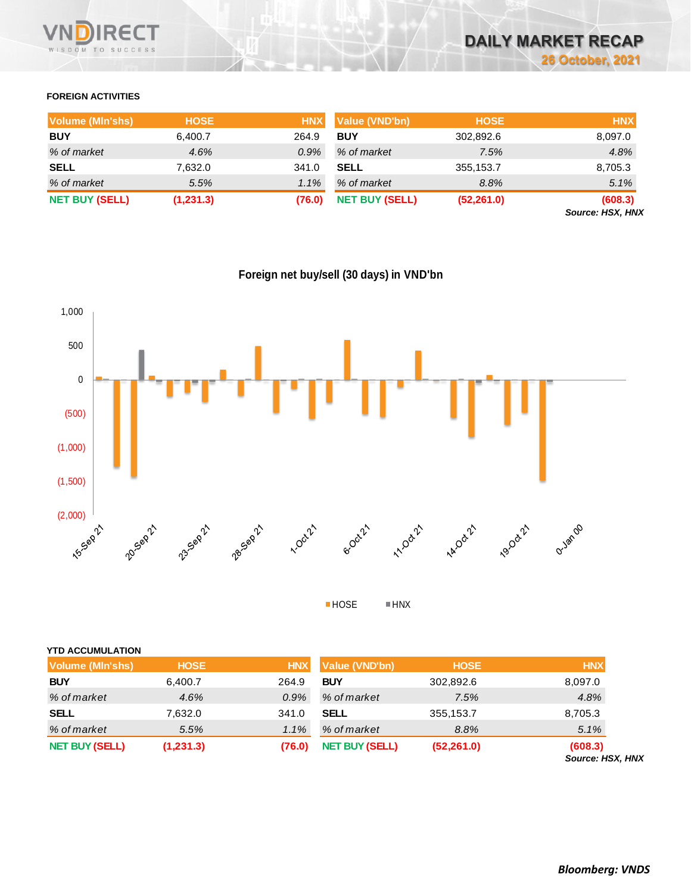# DAILY MARKET RECAP

**26 October, 2021**

### FOREIGN ACTIVITIES

| Volume (Mln'shs) | HOSE | HNX |
|---|---|---|
| **BUY** | 6,400.7 | 264.9 |
| *% of market* | *4.6%* | *0.9%* |
| **SELL** | 7,632.0 | 341.0 |
| *% of market* | *5.5%* | *1.1%* |
| **NET BUY (SELL)** | **(1,231.3)** | **(76.0)** |

| Value (VND'bn) | HOSE | HNX |
|---|---|---|
| **BUY** | 302,892.6 | 8,097.0 |
| *% of market* | *7.5%* | *4.8%* |
| **SELL** | 355,153.7 | 8,705.3 |
| *% of market* | *8.8%* | *5.1%* |
| **NET BUY (SELL)** | **(52,261.0)** | **(608.3)** |

***Source: HSX, HNX***

**Foreign net buy/sell (30 days) in VND'bn**

### YTD ACCUMULATION

| Volume (Mln'shs) | HOSE | HNX |
|---|---|---|
| **BUY** | 6,400.7 | 264.9 |
| *% of market* | *4.6%* | *0.9%* |
| **SELL** | 7,632.0 | 341.0 |
| *% of market* | *5.5%* | *1.1%* |
| **NET BUY (SELL)** | **(1,231.3)** | **(76.0)** |

| Value (VND'bn) | HOSE | HNX |
|---|---|---|
| **BUY** | 302,892.6 | 8,097.0 |
| *% of market* | *7.5%* | *4.8%* |
| **SELL** | 355,153.7 | 8,705.3 |
| *% of market* | *8.8%* | *5.1%* |
| **NET BUY (SELL)** | **(52,261.0)** | **(608.3)** |

***Source: HSX, HNX***

***Bloomberg: VNDS***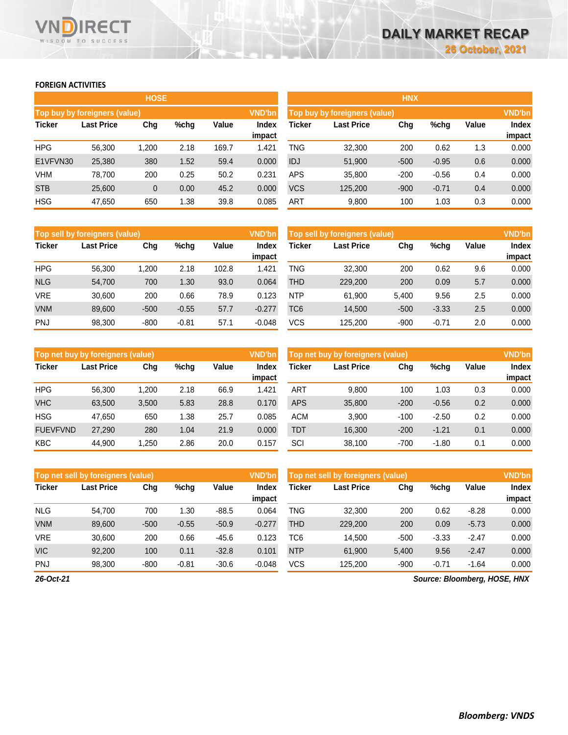# DAILY MARKET RECAP

26 October, 2021

## FOREIGN ACTIVITIES

### HOSE

| Top buy by foreigners (value) | | | | | VND'bn |
|---|---|---|---|---|---|
| Ticker | Last Price | Chg | %chg | Value | Index impact |
| HPG | 56,300 | 1,200 | 2.18 | 169.7 | 1.421 |
| E1VFVN30 | 25,380 | 380 | 1.52 | 59.4 | 0.000 |
| VHM | 78,700 | 200 | 0.25 | 50.2 | 0.231 |
| STB | 25,600 | 0 | 0.00 | 45.2 | 0.000 |
| HSG | 47,650 | 650 | 1.38 | 39.8 | 0.085 |

| Top sell by foreigners (value) | | | | | VND'bn |
|---|---|---|---|---|---|
| Ticker | Last Price | Chg | %chg | Value | Index impact |
| HPG | 56,300 | 1,200 | 2.18 | 102.8 | 1.421 |
| NLG | 54,700 | 700 | 1.30 | 93.0 | 0.064 |
| VRE | 30,600 | 200 | 0.66 | 78.9 | 0.123 |
| VNM | 89,600 | -500 | -0.55 | 57.7 | -0.277 |
| PNJ | 98,300 | -800 | -0.81 | 57.1 | -0.048 |

| Top net buy by foreigners (value) | | | | | VND'bn |
|---|---|---|---|---|---|
| Ticker | Last Price | Chg | %chg | Value | Index impact |
| HPG | 56,300 | 1,200 | 2.18 | 66.9 | 1.421 |
| VHC | 63,500 | 3,500 | 5.83 | 28.8 | 0.170 |
| HSG | 47,650 | 650 | 1.38 | 25.7 | 0.085 |
| FUEVFVND | 27,290 | 280 | 1.04 | 21.9 | 0.000 |
| KBC | 44,900 | 1,250 | 2.86 | 20.0 | 0.157 |

| Top net sell by foreigners (value) | | | | | VND'bn |
|---|---|---|---|---|---|
| Ticker | Last Price | Chg | %chg | Value | Index impact |
| NLG | 54,700 | 700 | 1.30 | -88.5 | 0.064 |
| VNM | 89,600 | -500 | -0.55 | -50.9 | -0.277 |
| VRE | 30,600 | 200 | 0.66 | -45.6 | 0.123 |
| VIC | 92,200 | 100 | 0.11 | -32.8 | 0.101 |
| PNJ | 98,300 | -800 | -0.81 | -30.6 | -0.048 |

### HNX

| Top buy by foreigners (value) | | | | | VND'bn |
|---|---|---|---|---|---|
| Ticker | Last Price | Chg | %chg | Value | Index impact |
| TNG | 32,300 | 200 | 0.62 | 1.3 | 0.000 |
| IDJ | 51,900 | -500 | -0.95 | 0.6 | 0.000 |
| APS | 35,800 | -200 | -0.56 | 0.4 | 0.000 |
| VCS | 125,200 | -900 | -0.71 | 0.4 | 0.000 |
| ART | 9,800 | 100 | 1.03 | 0.3 | 0.000 |

| Top sell by foreigners (value) | | | | | VND'bn |
|---|---|---|---|---|---|
| Ticker | Last Price | Chg | %chg | Value | Index impact |
| TNG | 32,300 | 200 | 0.62 | 9.6 | 0.000 |
| THD | 229,200 | 200 | 0.09 | 5.7 | 0.000 |
| NTP | 61,900 | 5,400 | 9.56 | 2.5 | 0.000 |
| TC6 | 14,500 | -500 | -3.33 | 2.5 | 0.000 |
| VCS | 125,200 | -900 | -0.71 | 2.0 | 0.000 |

| Top net buy by foreigners (value) | | | | | VND'bn |
|---|---|---|---|---|---|
| Ticker | Last Price | Chg | %chg | Value | Index impact |
| ART | 9,800 | 100 | 1.03 | 0.3 | 0.000 |
| APS | 35,800 | -200 | -0.56 | 0.2 | 0.000 |
| ACM | 3,900 | -100 | -2.50 | 0.2 | 0.000 |
| TDT | 16,300 | -200 | -1.21 | 0.1 | 0.000 |
| SCI | 38,100 | -700 | -1.80 | 0.1 | 0.000 |

| Top net sell by foreigners (value) | | | | | VND'bn |
|---|---|---|---|---|---|
| Ticker | Last Price | Chg | %chg | Value | Index impact |
| TNG | 32,300 | 200 | 0.62 | -8.28 | 0.000 |
| THD | 229,200 | 200 | 0.09 | -5.73 | 0.000 |
| TC6 | 14,500 | -500 | -3.33 | -2.47 | 0.000 |
| NTP | 61,900 | 5,400 | 9.56 | -2.47 | 0.000 |
| VCS | 125,200 | -900 | -0.71 | -1.64 | 0.000 |

*26-Oct-21*

*Source: Bloomberg, HOSE, HNX*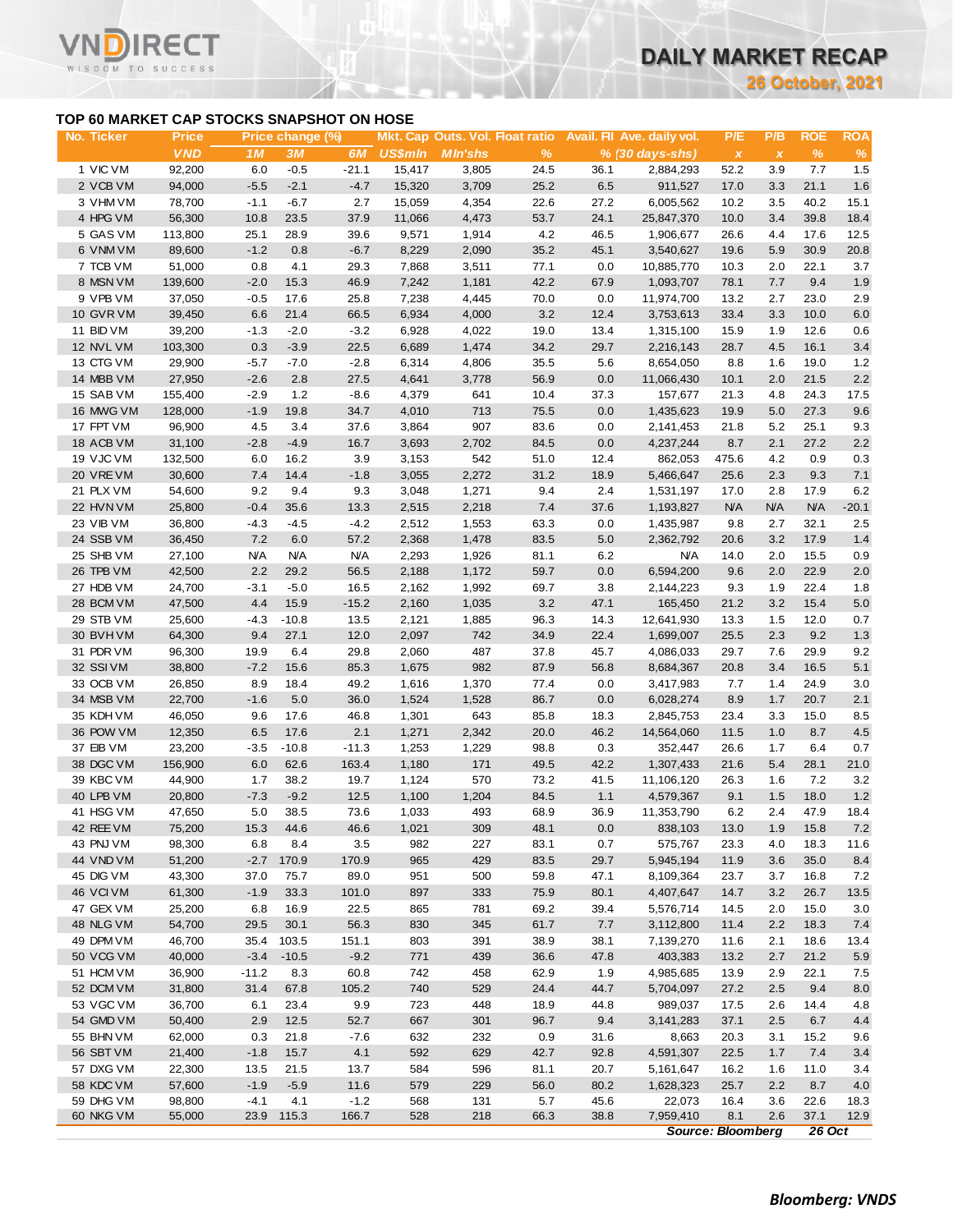## TOP 60 MARKET CAP STOCKS SNAPSHOT ON HOSE

| No. | Ticker | Price | Price change (%) | | | Mkt. Cap | Outs. Vol. | Float ratio | Avail. FII | Ave. daily vol. | P/E | P/B | ROE | ROA |
|---|---|---|---|---|---|---|---|---|---|---|---|---|---|---|
| | | VND | 1M | 3M | 6M | US$mln | Mln'shs | % | % | (30 days-shs) | x | x | % | % |
| 1 | VIC VM | 92,200 | 6.0 | -0.5 | -21.1 | 15,417 | 3,805 | 24.5 | 36.1 | 2,884,293 | 52.2 | 3.9 | 7.7 | 1.5 |
| 2 | VCB VM | 94,000 | -5.5 | -2.1 | -4.7 | 15,320 | 3,709 | 25.2 | 6.5 | 911,527 | 17.0 | 3.3 | 21.1 | 1.6 |
| 3 | VHM VM | 78,700 | -1.1 | -6.7 | 2.7 | 15,059 | 4,354 | 22.6 | 27.2 | 6,005,562 | 10.2 | 3.5 | 40.2 | 15.1 |
| 4 | HPG VM | 56,300 | 10.8 | 23.5 | 37.9 | 11,066 | 4,473 | 53.7 | 24.1 | 25,847,370 | 10.0 | 3.4 | 39.8 | 18.4 |
| 5 | GAS VM | 113,800 | 25.1 | 28.9 | 39.6 | 9,571 | 1,914 | 4.2 | 46.5 | 1,906,677 | 26.6 | 4.4 | 17.6 | 12.5 |
| 6 | VNM VM | 89,600 | -1.2 | 0.8 | -6.7 | 8,229 | 2,090 | 35.2 | 45.1 | 3,540,627 | 19.6 | 5.9 | 30.9 | 20.8 |
| 7 | TCB VM | 51,000 | 0.8 | 4.1 | 29.3 | 7,868 | 3,511 | 77.1 | 0.0 | 10,885,770 | 10.3 | 2.0 | 22.1 | 3.7 |
| 8 | MSN VM | 139,600 | -2.0 | 15.3 | 46.9 | 7,242 | 1,181 | 42.2 | 67.9 | 1,093,707 | 78.1 | 7.7 | 9.4 | 1.9 |
| 9 | VPB VM | 37,050 | -0.5 | 17.6 | 25.8 | 7,238 | 4,445 | 70.0 | 0.0 | 11,974,700 | 13.2 | 2.7 | 23.0 | 2.9 |
| 10 | GVR VM | 39,450 | 6.6 | 21.4 | 66.5 | 6,934 | 4,000 | 3.2 | 12.4 | 3,753,613 | 33.4 | 3.3 | 10.0 | 6.0 |
| 11 | BID VM | 39,200 | -1.3 | -2.0 | -3.2 | 6,928 | 4,022 | 19.0 | 13.4 | 1,315,100 | 15.9 | 1.9 | 12.6 | 0.6 |
| 12 | NVL VM | 103,300 | 0.3 | -3.9 | 22.5 | 6,689 | 1,474 | 34.2 | 29.7 | 2,216,143 | 28.7 | 4.5 | 16.1 | 3.4 |
| 13 | CTG VM | 29,900 | -5.7 | -7.0 | -2.8 | 6,314 | 4,806 | 35.5 | 5.6 | 8,654,050 | 8.8 | 1.6 | 19.0 | 1.2 |
| 14 | MBB VM | 27,950 | -2.6 | 2.8 | 27.5 | 4,641 | 3,778 | 56.9 | 0.0 | 11,066,430 | 10.1 | 2.0 | 21.5 | 2.2 |
| 15 | SAB VM | 155,400 | -2.9 | 1.2 | -8.6 | 4,379 | 641 | 10.4 | 37.3 | 157,677 | 21.3 | 4.8 | 24.3 | 17.5 |
| 16 | MWG VM | 128,000 | -1.9 | 19.8 | 34.7 | 4,010 | 713 | 75.5 | 0.0 | 1,435,623 | 19.9 | 5.0 | 27.3 | 9.6 |
| 17 | FPT VM | 96,900 | 4.5 | 3.4 | 37.6 | 3,864 | 907 | 83.6 | 0.0 | 2,141,453 | 21.8 | 5.2 | 25.1 | 9.3 |
| 18 | ACB VM | 31,100 | -2.8 | -4.9 | 16.7 | 3,693 | 2,702 | 84.5 | 0.0 | 4,237,244 | 8.7 | 2.1 | 27.2 | 2.2 |
| 19 | VJC VM | 132,500 | 6.0 | 16.2 | 3.9 | 3,153 | 542 | 51.0 | 12.4 | 862,053 | 475.6 | 4.2 | 0.9 | 0.3 |
| 20 | VRE VM | 30,600 | 7.4 | 14.4 | -1.8 | 3,055 | 2,272 | 31.2 | 18.9 | 5,466,647 | 25.6 | 2.3 | 9.3 | 7.1 |
| 21 | PLX VM | 54,600 | 9.2 | 9.4 | 9.3 | 3,048 | 1,271 | 9.4 | 2.4 | 1,531,197 | 17.0 | 2.8 | 17.9 | 6.2 |
| 22 | HVN VM | 25,800 | -0.4 | 35.6 | 13.3 | 2,515 | 2,218 | 7.4 | 37.6 | 1,193,827 | N/A | N/A | N/A | -20.1 |
| 23 | VIB VM | 36,800 | -4.3 | -4.5 | -4.2 | 2,512 | 1,553 | 63.3 | 0.0 | 1,435,987 | 9.8 | 2.7 | 32.1 | 2.5 |
| 24 | SSB VM | 36,450 | 7.2 | 6.0 | 57.2 | 2,368 | 1,478 | 83.5 | 5.0 | 2,362,792 | 20.6 | 3.2 | 17.9 | 1.4 |
| 25 | SHB VM | 27,100 | N/A | N/A | N/A | 2,293 | 1,926 | 81.1 | 6.2 | N/A | 14.0 | 2.0 | 15.5 | 0.9 |
| 26 | TPB VM | 42,500 | 2.2 | 29.2 | 56.5 | 2,188 | 1,172 | 59.7 | 0.0 | 6,594,200 | 9.6 | 2.0 | 22.9 | 2.0 |
| 27 | HDB VM | 24,700 | -3.1 | -5.0 | 16.5 | 2,162 | 1,992 | 69.7 | 3.8 | 2,144,223 | 9.3 | 1.9 | 22.4 | 1.8 |
| 28 | BCM VM | 47,500 | 4.4 | 15.9 | -15.2 | 2,160 | 1,035 | 3.2 | 47.1 | 165,450 | 21.2 | 3.2 | 15.4 | 5.0 |
| 29 | STB VM | 25,600 | -4.3 | -10.8 | 13.5 | 2,121 | 1,885 | 96.3 | 14.3 | 12,641,930 | 13.3 | 1.5 | 12.0 | 0.7 |
| 30 | BVH VM | 64,300 | 9.4 | 27.1 | 12.0 | 2,097 | 742 | 34.9 | 22.4 | 1,699,007 | 25.5 | 2.3 | 9.2 | 1.3 |
| 31 | PDR VM | 96,300 | 19.9 | 6.4 | 29.8 | 2,060 | 487 | 37.8 | 45.7 | 4,086,033 | 29.7 | 7.6 | 29.9 | 9.2 |
| 32 | SSI VM | 38,800 | -7.2 | 15.6 | 85.3 | 1,675 | 982 | 87.9 | 56.8 | 8,684,367 | 20.8 | 3.4 | 16.5 | 5.1 |
| 33 | OCB VM | 26,850 | 8.9 | 18.4 | 49.2 | 1,616 | 1,370 | 77.4 | 0.0 | 3,417,983 | 7.7 | 1.4 | 24.9 | 3.0 |
| 34 | MSB VM | 22,700 | -1.6 | 5.0 | 36.0 | 1,524 | 1,528 | 86.7 | 0.0 | 6,028,274 | 8.9 | 1.7 | 20.7 | 2.1 |
| 35 | KDH VM | 46,050 | 9.6 | 17.6 | 46.8 | 1,301 | 643 | 85.8 | 18.3 | 2,845,753 | 23.4 | 3.3 | 15.0 | 8.5 |
| 36 | POW VM | 12,350 | 6.5 | 17.6 | 2.1 | 1,271 | 2,342 | 20.0 | 46.2 | 14,564,060 | 11.5 | 1.0 | 8.7 | 4.5 |
| 37 | EIB VM | 23,200 | -3.5 | -10.8 | -11.3 | 1,253 | 1,229 | 98.8 | 0.3 | 352,447 | 26.6 | 1.7 | 6.4 | 0.7 |
| 38 | DGC VM | 156,900 | 6.0 | 62.6 | 163.4 | 1,180 | 171 | 49.5 | 42.2 | 1,307,433 | 21.6 | 5.4 | 28.1 | 21.0 |
| 39 | KBC VM | 44,900 | 1.7 | 38.2 | 19.7 | 1,124 | 570 | 73.2 | 41.5 | 11,106,120 | 26.3 | 1.6 | 7.2 | 3.2 |
| 40 | LPB VM | 20,800 | -7.3 | -9.2 | 12.5 | 1,100 | 1,204 | 84.5 | 1.1 | 4,579,367 | 9.1 | 1.5 | 18.0 | 1.2 |
| 41 | HSG VM | 47,650 | 5.0 | 38.5 | 73.6 | 1,033 | 493 | 68.9 | 36.9 | 11,353,790 | 6.2 | 2.4 | 47.9 | 18.4 |
| 42 | REE VM | 75,200 | 15.3 | 44.6 | 46.6 | 1,021 | 309 | 48.1 | 0.0 | 838,103 | 13.0 | 1.9 | 15.8 | 7.2 |
| 43 | PNJ VM | 98,300 | 6.8 | 8.4 | 3.5 | 982 | 227 | 83.1 | 0.7 | 575,767 | 23.3 | 4.0 | 18.3 | 11.6 |
| 44 | VND VM | 51,200 | -2.7 | 170.9 | 170.9 | 965 | 429 | 83.5 | 29.7 | 5,945,194 | 11.9 | 3.6 | 35.0 | 8.4 |
| 45 | DIG VM | 43,300 | 37.0 | 75.7 | 89.0 | 951 | 500 | 59.8 | 47.1 | 8,109,364 | 23.7 | 3.7 | 16.8 | 7.2 |
| 46 | VCI VM | 61,300 | -1.9 | 33.3 | 101.0 | 897 | 333 | 75.9 | 80.1 | 4,407,647 | 14.7 | 3.2 | 26.7 | 13.5 |
| 47 | GEX VM | 25,200 | 6.8 | 16.9 | 22.5 | 865 | 781 | 69.2 | 39.4 | 5,576,714 | 14.5 | 2.0 | 15.0 | 3.0 |
| 48 | NLG VM | 54,700 | 29.5 | 30.1 | 56.3 | 830 | 345 | 61.7 | 7.7 | 3,112,800 | 11.4 | 2.2 | 18.3 | 7.4 |
| 49 | DPM VM | 46,700 | 35.4 | 103.5 | 151.1 | 803 | 391 | 38.9 | 38.1 | 7,139,270 | 11.6 | 2.1 | 18.6 | 13.4 |
| 50 | VCG VM | 40,000 | -3.4 | -10.5 | -9.2 | 771 | 439 | 36.6 | 47.8 | 403,383 | 13.2 | 2.7 | 21.2 | 5.9 |
| 51 | HCM VM | 36,900 | -11.2 | 8.3 | 60.8 | 742 | 458 | 62.9 | 1.9 | 4,985,685 | 13.9 | 2.9 | 22.1 | 7.5 |
| 52 | DCM VM | 31,800 | 31.4 | 67.8 | 105.2 | 740 | 529 | 24.4 | 44.7 | 5,704,097 | 27.2 | 2.5 | 9.4 | 8.0 |
| 53 | VGC VM | 36,700 | 6.1 | 23.4 | 9.9 | 723 | 448 | 18.9 | 44.8 | 989,037 | 17.5 | 2.6 | 14.4 | 4.8 |
| 54 | GMD VM | 50,400 | 2.9 | 12.5 | 52.7 | 667 | 301 | 96.7 | 9.4 | 3,141,283 | 37.1 | 2.5 | 6.7 | 4.4 |
| 55 | BHN VM | 62,000 | 0.3 | 21.8 | -7.6 | 632 | 232 | 0.9 | 31.6 | 8,663 | 20.3 | 3.1 | 15.2 | 9.6 |
| 56 | SBT VM | 21,400 | -1.8 | 15.7 | 4.1 | 592 | 629 | 42.7 | 92.8 | 4,591,307 | 22.5 | 1.7 | 7.4 | 3.4 |
| 57 | DXG VM | 22,300 | 13.5 | 21.5 | 13.7 | 584 | 596 | 81.1 | 20.7 | 5,161,647 | 16.2 | 1.6 | 11.0 | 3.4 |
| 58 | KDC VM | 57,600 | -1.9 | -5.9 | 11.6 | 579 | 229 | 56.0 | 80.2 | 1,628,323 | 25.7 | 2.2 | 8.7 | 4.0 |
| 59 | DHG VM | 98,800 | -4.1 | 4.1 | -1.2 | 568 | 131 | 5.7 | 45.6 | 22,073 | 16.4 | 3.6 | 22.6 | 18.3 |
| 60 | NKG VM | 55,000 | 23.9 | 115.3 | 166.7 | 528 | 218 | 66.3 | 38.8 | 7,959,410 | 8.1 | 2.6 | 37.1 | 12.9 |

*Source: Bloomberg* *26 Oct*

**Bloomberg: VNDS**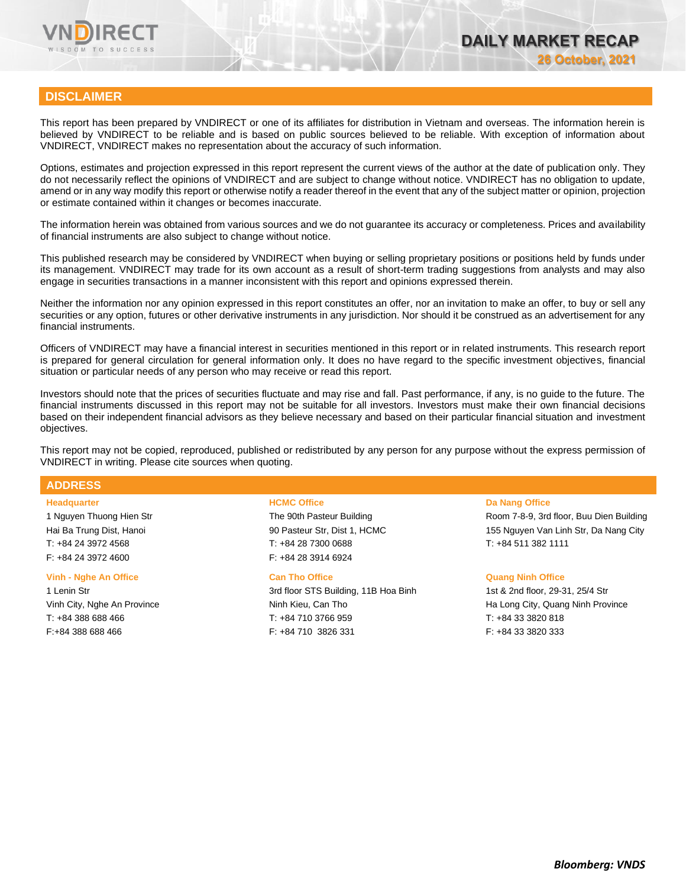## DISCLAIMER

This report has been prepared by VNDIRECT or one of its affiliates for distribution in Vietnam and overseas. The information herein is believed by VNDIRECT to be reliable and is based on public sources believed to be reliable. With exception of information about VNDIRECT, VNDIRECT makes no representation about the accuracy of such information.

Options, estimates and projection expressed in this report represent the current views of the author at the date of publication only. They do not necessarily reflect the opinions of VNDIRECT and are subject to change without notice. VNDIRECT has no obligation to update, amend or in any way modify this report or otherwise notify a reader thereof in the event that any of the subject matter or opinion, projection or estimate contained within it changes or becomes inaccurate.

The information herein was obtained from various sources and we do not guarantee its accuracy or completeness. Prices and availability of financial instruments are also subject to change without notice.

This published research may be considered by VNDIRECT when buying or selling proprietary positions or positions held by funds under its management. VNDIRECT may trade for its own account as a result of short-term trading suggestions from analysts and may also engage in securities transactions in a manner inconsistent with this report and opinions expressed therein.

Neither the information nor any opinion expressed in this report constitutes an offer, nor an invitation to make an offer, to buy or sell any securities or any option, futures or other derivative instruments in any jurisdiction. Nor should it be construed as an advertisement for any financial instruments.

Officers of VNDIRECT may have a financial interest in securities mentioned in this report or in related instruments. This research report is prepared for general circulation for general information only. It does no have regard to the specific investment objectives, financial situation or particular needs of any person who may receive or read this report.

Investors should note that the prices of securities fluctuate and may rise and fall. Past performance, if any, is no guide to the future. The financial instruments discussed in this report may not be suitable for all investors. Investors must make their own financial decisions based on their independent financial advisors as they believe necessary and based on their particular financial situation and investment objectives.

This report may not be copied, reproduced, published or redistributed by any person for any purpose without the express permission of VNDIRECT in writing. Please cite sources when quoting.

## ADDRESS

**Headquarter**
1 Nguyen Thuong Hien Str
Hai Ba Trung Dist, Hanoi
T: +84 24 3972 4568
F: +84 24 3972 4600

**HCMC Office**
The 90th Pasteur Building
90 Pasteur Str, Dist 1, HCMC
T: +84 28 7300 0688
F: +84 28 3914 6924

**Da Nang Office**
Room 7-8-9, 3rd floor, Buu Dien Building
155 Nguyen Van Linh Str, Da Nang City
T: +84 511 382 1111

**Vinh - Nghe An Office**
1 Lenin Str
Vinh City, Nghe An Province
T: +84 388 688 466
F:+84 388 688 466

**Can Tho Office**
3rd floor STS Building, 11B Hoa Binh
Ninh Kieu, Can Tho
T: +84 710 3766 959
F: +84 710 3826 331

**Quang Ninh Office**
1st & 2nd floor, 29-31, 25/4 Str
Ha Long City, Quang Ninh Province
T: +84 33 3820 818
F: +84 33 3820 333